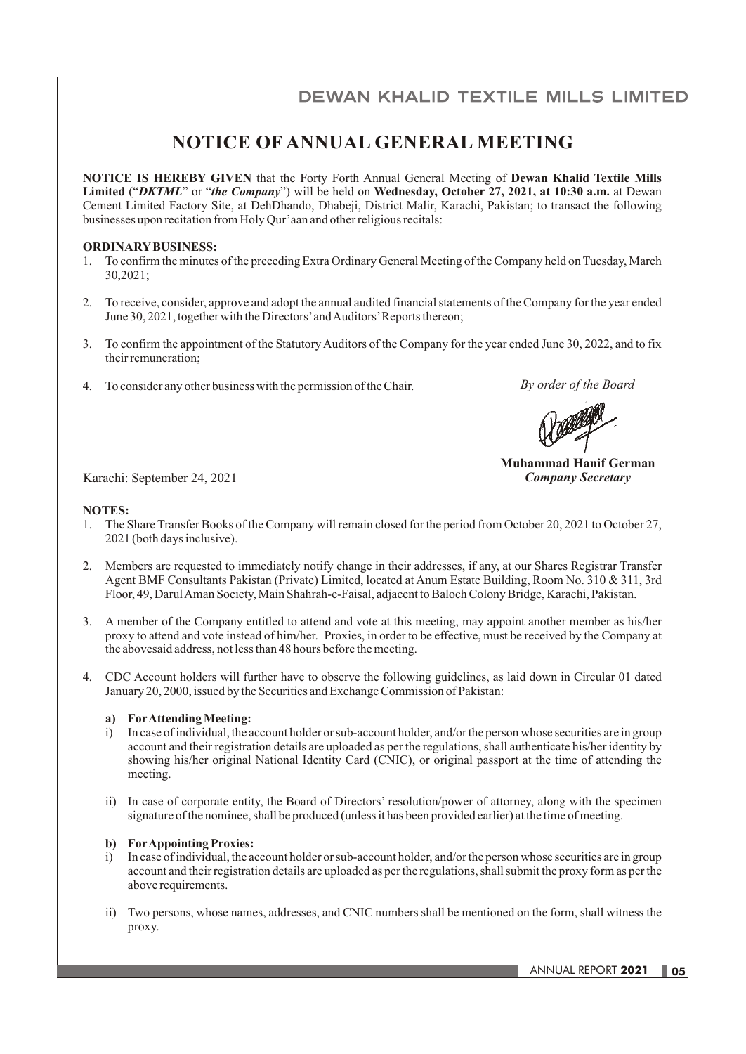# NOTICE OF ANNUAL GENERAL MEETING

**NOTICE IS HEREBY GIVEN** that the Forty Forth Annual General Meeting of **Dewan Khalid Textile Mills Limited** ("***DKTML***" or "***the Company***") will be held on **Wednesday, October 27, 2021, at 10:30 a.m.** at Dewan Cement Limited Factory Site, at DehDhando, Dhabeji, District Malir, Karachi, Pakistan; to transact the following businesses upon recitation from Holy Qur'aan and other religious recitals:

**ORDINARY BUSINESS:**

1. To confirm the minutes of the preceding Extra Ordinary General Meeting of the Company held on Tuesday, March 30,2021;
2. To receive, consider, approve and adopt the annual audited financial statements of the Company for the year ended June 30, 2021, together with the Directors' and Auditors' Reports thereon;
3. To confirm the appointment of the Statutory Auditors of the Company for the year ended June 30, 2022, and to fix their remuneration;
4. To consider any other business with the permission of the Chair.

*By order of the Board*

**Muhammad Hanif German**
***Company Secretary***

Karachi: September 24, 2021

**NOTES:**

1. The Share Transfer Books of the Company will remain closed for the period from October 20, 2021 to October 27, 2021 (both days inclusive).
2. Members are requested to immediately notify change in their addresses, if any, at our Shares Registrar Transfer Agent BMF Consultants Pakistan (Private) Limited, located at Anum Estate Building, Room No. 310 & 311, 3rd Floor, 49, Darul Aman Society, Main Shahrah-e-Faisal, adjacent to Baloch Colony Bridge, Karachi, Pakistan.
3. A member of the Company entitled to attend and vote at this meeting, may appoint another member as his/her proxy to attend and vote instead of him/her. Proxies, in order to be effective, must be received by the Company at the abovesaid address, not less than 48 hours before the meeting.
4. CDC Account holders will further have to observe the following guidelines, as laid down in Circular 01 dated January 20, 2000, issued by the Securities and Exchange Commission of Pakistan:

   **a) For Attending Meeting:**

   i) In case of individual, the account holder or sub-account holder, and/or the person whose securities are in group account and their registration details are uploaded as per the regulations, shall authenticate his/her identity by showing his/her original National Identity Card (CNIC), or original passport at the time of attending the meeting.

   ii) In case of corporate entity, the Board of Directors' resolution/power of attorney, along with the specimen signature of the nominee, shall be produced (unless it has been provided earlier) at the time of meeting.

   **b) For Appointing Proxies:**

   i) In case of individual, the account holder or sub-account holder, and/or the person whose securities are in group account and their registration details are uploaded as per the regulations, shall submit the proxy form as per the above requirements.

   ii) Two persons, whose names, addresses, and CNIC numbers shall be mentioned on the form, shall witness the proxy.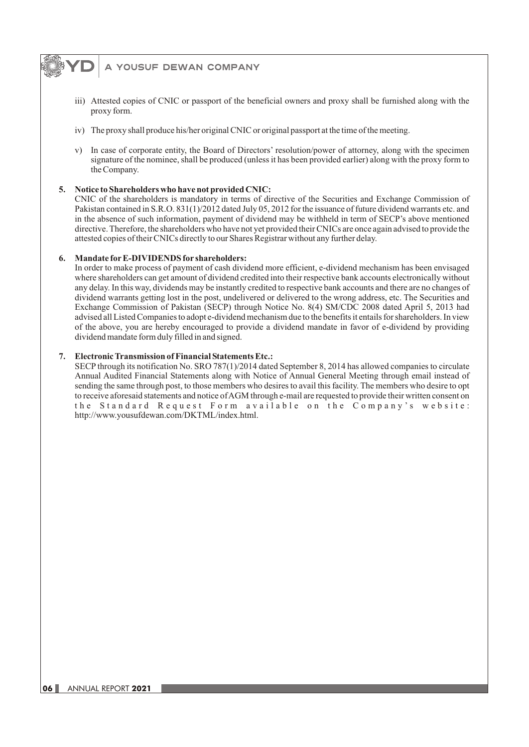iii) Attested copies of CNIC or passport of the beneficial owners and proxy shall be furnished along with the proxy form.

iv) The proxy shall produce his/her original CNIC or original passport at the time of the meeting.

v) In case of corporate entity, the Board of Directors' resolution/power of attorney, along with the specimen signature of the nominee, shall be produced (unless it has been provided earlier) along with the proxy form to the Company.

**5. Notice to Shareholders who have not provided CNIC:**

CNIC of the shareholders is mandatory in terms of directive of the Securities and Exchange Commission of Pakistan contained in S.R.O. 831(1)/2012 dated July 05, 2012 for the issuance of future dividend warrants etc. and in the absence of such information, payment of dividend may be withheld in term of SECP's above mentioned directive. Therefore, the shareholders who have not yet provided their CNICs are once again advised to provide the attested copies of their CNICs directly to our Shares Registrar without any further delay.

**6. Mandate for E-DIVIDENDS for shareholders:**

In order to make process of payment of cash dividend more efficient, e-dividend mechanism has been envisaged where shareholders can get amount of dividend credited into their respective bank accounts electronically without any delay. In this way, dividends may be instantly credited to respective bank accounts and there are no changes of dividend warrants getting lost in the post, undelivered or delivered to the wrong address, etc. The Securities and Exchange Commission of Pakistan (SECP) through Notice No. 8(4) SM/CDC 2008 dated April 5, 2013 had advised all Listed Companies to adopt e-dividend mechanism due to the benefits it entails for shareholders. In view of the above, you are hereby encouraged to provide a dividend mandate in favor of e-dividend by providing dividend mandate form duly filled in and signed.

**7. Electronic Transmission of Financial Statements Etc.:**

SECP through its notification No. SRO 787(1)/2014 dated September 8, 2014 has allowed companies to circulate Annual Audited Financial Statements along with Notice of Annual General Meeting through email instead of sending the same through post, to those members who desires to avail this facility. The members who desire to opt to receive aforesaid statements and notice of AGM through e-mail are requested to provide their written consent on the Standard Request Form available on the Company's website: http://www.yousufdewan.com/DKTML/index.html.